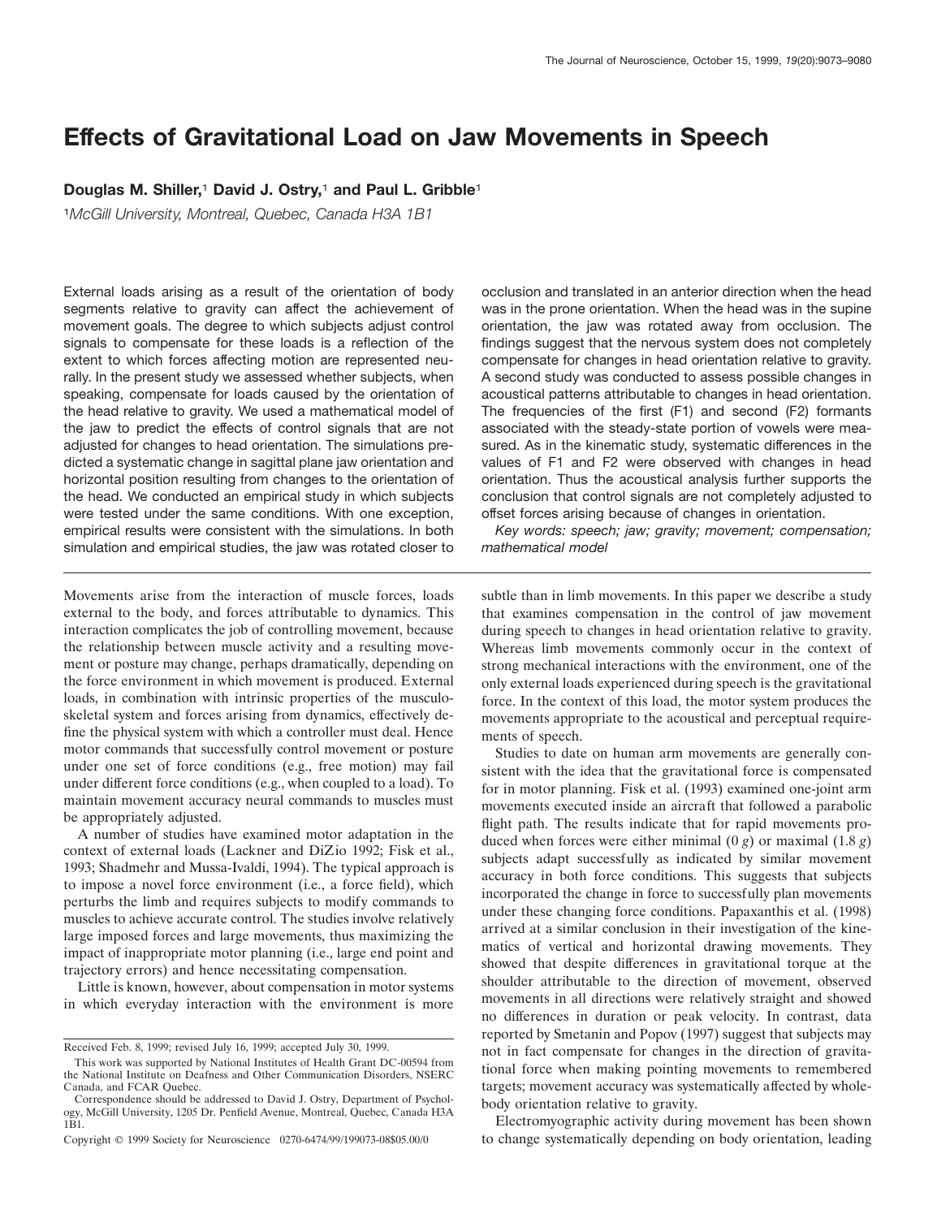# Effects of Gravitational Load on Jaw Movements in Speech

**Douglas M. Shiller,[1] David J. Ostry,[1] and Paul L. Gribble[1]**

[1]*McGill University, Montreal, Quebec, Canada H3A 1B1*

External loads arising as a result of the orientation of body segments relative to gravity can affect the achievement of movement goals. The degree to which subjects adjust control signals to compensate for these loads is a reflection of the extent to which forces affecting motion are represented neurally. In the present study we assessed whether subjects, when speaking, compensate for loads caused by the orientation of the head relative to gravity. We used a mathematical model of the jaw to predict the effects of control signals that are not adjusted for changes to head orientation. The simulations predicted a systematic change in sagittal plane jaw orientation and horizontal position resulting from changes to the orientation of the head. We conducted an empirical study in which subjects were tested under the same conditions. With one exception, empirical results were consistent with the simulations. In both simulation and empirical studies, the jaw was rotated closer to occlusion and translated in an anterior direction when the head was in the prone orientation. When the head was in the supine orientation, the jaw was rotated away from occlusion. The findings suggest that the nervous system does not completely compensate for changes in head orientation relative to gravity. A second study was conducted to assess possible changes in acoustical patterns attributable to changes in head orientation. The frequencies of the first (F1) and second (F2) formants associated with the steady-state portion of vowels were measured. As in the kinematic study, systematic differences in the values of F1 and F2 were observed with changes in head orientation. Thus the acoustical analysis further supports the conclusion that control signals are not completely adjusted to offset forces arising because of changes in orientation.

*Key words: speech; jaw; gravity; movement; compensation; mathematical model*

Movements arise from the interaction of muscle forces, loads external to the body, and forces attributable to dynamics. This interaction complicates the job of controlling movement, because the relationship between muscle activity and a resulting movement or posture may change, perhaps dramatically, depending on the force environment in which movement is produced. External loads, in combination with intrinsic properties of the musculoskeletal system and forces arising from dynamics, effectively define the physical system with which a controller must deal. Hence motor commands that successfully control movement or posture under one set of force conditions (e.g., free motion) may fail under different force conditions (e.g., when coupled to a load). To maintain movement accuracy neural commands to muscles must be appropriately adjusted.

A number of studies have examined motor adaptation in the context of external loads (Lackner and DiZio 1992; Fisk et al., 1993; Shadmehr and Mussa-Ivaldi, 1994). The typical approach is to impose a novel force environment (i.e., a force field), which perturbs the limb and requires subjects to modify commands to muscles to achieve accurate control. The studies involve relatively large imposed forces and large movements, thus maximizing the impact of inappropriate motor planning (i.e., large end point and trajectory errors) and hence necessitating compensation.

Little is known, however, about compensation in motor systems in which everyday interaction with the environment is more subtle than in limb movements. In this paper we describe a study that examines compensation in the control of jaw movement during speech to changes in head orientation relative to gravity. Whereas limb movements commonly occur in the context of strong mechanical interactions with the environment, one of the only external loads experienced during speech is the gravitational force. In the context of this load, the motor system produces the movements appropriate to the acoustical and perceptual requirements of speech.

Studies to date on human arm movements are generally consistent with the idea that the gravitational force is compensated for in motor planning. Fisk et al. (1993) examined one-joint arm movements executed inside an aircraft that followed a parabolic flight path. The results indicate that for rapid movements produced when forces were either minimal (0 *g*) or maximal (1.8 *g*) subjects adapt successfully as indicated by similar movement accuracy in both force conditions. This suggests that subjects incorporated the change in force to successfully plan movements under these changing force conditions. Papaxanthis et al. (1998) arrived at a similar conclusion in their investigation of the kinematics of vertical and horizontal drawing movements. They showed that despite differences in gravitational torque at the shoulder attributable to the direction of movement, observed movements in all directions were relatively straight and showed no differences in duration or peak velocity. In contrast, data reported by Smetanin and Popov (1997) suggest that subjects may not in fact compensate for changes in the direction of gravitational force when making pointing movements to remembered targets; movement accuracy was systematically affected by whole-body orientation relative to gravity.

Electromyographic activity during movement has been shown to change systematically depending on body orientation, leading

Received Feb. 8, 1999; revised July 16, 1999; accepted July 30, 1999.

This work was supported by National Institutes of Health Grant DC-00594 from the National Institute on Deafness and Other Communication Disorders, NSERC Canada, and FCAR Quebec.

Correspondence should be addressed to David J. Ostry, Department of Psychology, McGill University, 1205 Dr. Penfield Avenue, Montreal, Quebec, Canada H3A 1B1.

Copyright © 1999 Society for Neuroscience 0270-6474/99/199073-08$05.00/0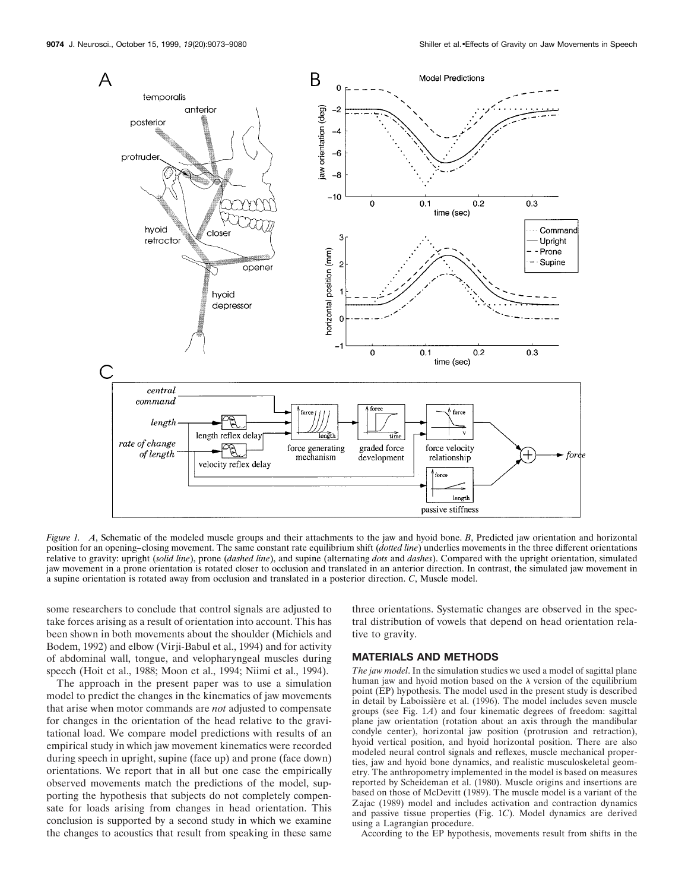*Figure 1.* *A*, Schematic of the modeled muscle groups and their attachments to the jaw and hyoid bone. *B*, Predicted jaw orientation and horizontal position for an opening–closing movement. The same constant rate equilibrium shift (*dotted line*) underlies movements in the three different orientations relative to gravity: upright (*solid line*), prone (*dashed line*), and supine (alternating *dots* and *dashes*). Compared with the upright orientation, simulated jaw movement in a prone orientation is rotated closer to occlusion and translated in an anterior direction. In contrast, the simulated jaw movement in a supine orientation is rotated away from occlusion and translated in a posterior direction. *C*, Muscle model.

some researchers to conclude that control signals are adjusted to take forces arising as a result of orientation into account. This has been shown in both movements about the shoulder (Michiels and Bodem, 1992) and elbow (Virji-Babul et al., 1994) and for activity of abdominal wall, tongue, and velopharyngeal muscles during speech (Hoit et al., 1988; Moon et al., 1994; Niimi et al., 1994).

The approach in the present paper was to use a simulation model to predict the changes in the kinematics of jaw movements that arise when motor commands are *not* adjusted to compensate for changes in the orientation of the head relative to the gravitational load. We compare model predictions with results of an empirical study in which jaw movement kinematics were recorded during speech in upright, supine (face up) and prone (face down) orientations. We report that in all but one case the empirically observed movements match the predictions of the model, supporting the hypothesis that subjects do not completely compensate for loads arising from changes in head orientation. This conclusion is supported by a second study in which we examine the changes to acoustics that result from speaking in these same three orientations. Systematic changes are observed in the spectral distribution of vowels that depend on head orientation relative to gravity.

## MATERIALS AND METHODS

*The jaw model*. In the simulation studies we used a model of sagittal plane human jaw and hyoid motion based on the $\lambda$ version of the equilibrium point (EP) hypothesis. The model used in the present study is described in detail by Laboissière et al. (1996). The model includes seven muscle groups (see Fig. 1*A*) and four kinematic degrees of freedom: sagittal plane jaw orientation (rotation about an axis through the mandibular condyle center), horizontal jaw position (protrusion and retraction), hyoid vertical position, and hyoid horizontal position. There are also modeled neural control signals and reflexes, muscle mechanical properties, jaw and hyoid bone dynamics, and realistic musculoskeletal geometry. The anthropometry implemented in the model is based on measures reported by Scheideman et al. (1980). Muscle origins and insertions are based on those of McDevitt (1989). The muscle model is a variant of the Zajac (1989) model and includes activation and contraction dynamics and passive tissue properties (Fig. 1*C*). Model dynamics are derived using a Lagrangian procedure.

According to the EP hypothesis, movements result from shifts in the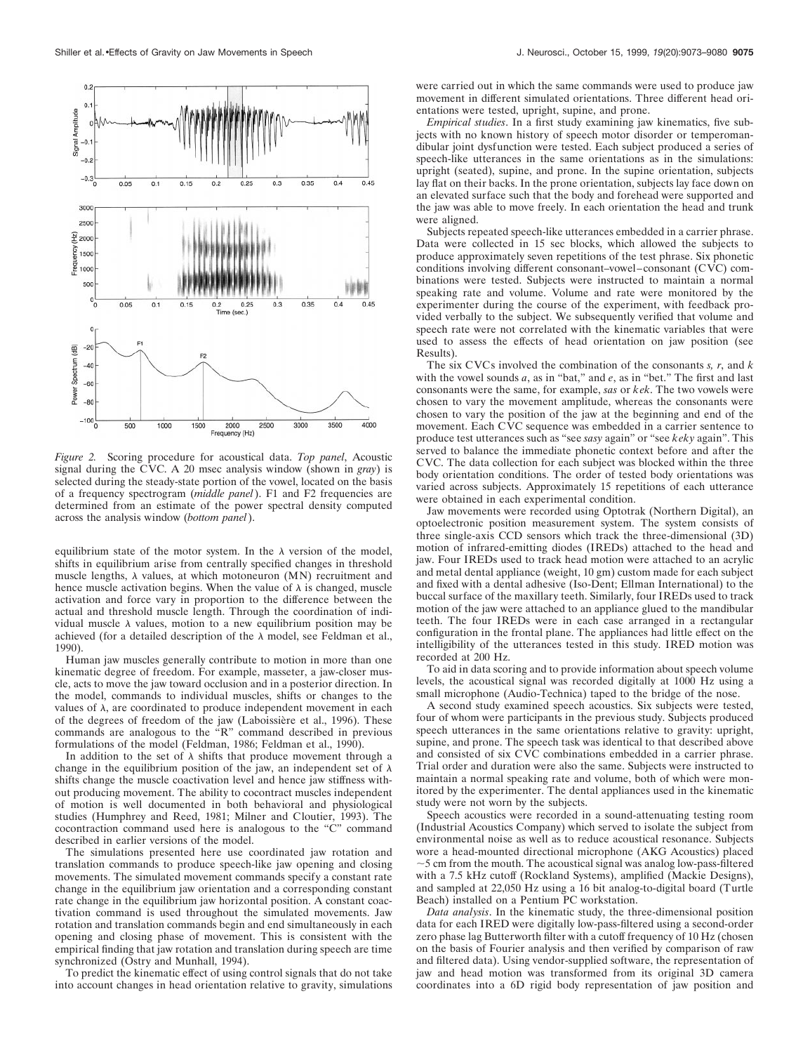*Figure 2.* Scoring procedure for acoustical data. *Top panel*, Acoustic signal during the CVC. A 20 msec analysis window (shown in *gray*) is selected during the steady-state portion of the vowel, located on the basis of a frequency spectrogram (*middle panel*). F1 and F2 frequencies are determined from an estimate of the power spectral density computed across the analysis window (*bottom panel*).

equilibrium state of the motor system. In the λ version of the model, shifts in equilibrium arise from centrally specified changes in threshold muscle lengths, λ values, at which motoneuron (MN) recruitment and hence muscle activation begins. When the value of λ is changed, muscle activation and force vary in proportion to the difference between the actual and threshold muscle length. Through the coordination of individual muscle λ values, motion to a new equilibrium position may be achieved (for a detailed description of the λ model, see Feldman et al., 1990).

Human jaw muscles generally contribute to motion in more than one kinematic degree of freedom. For example, masseter, a jaw-closer muscle, acts to move the jaw toward occlusion and in a posterior direction. In the model, commands to individual muscles, shifts or changes to the values of λ, are coordinated to produce independent movement in each of the degrees of freedom of the jaw (Laboissière et al., 1996). These commands are analogous to the "R" command described in previous formulations of the model (Feldman, 1986; Feldman et al., 1990).

In addition to the set of λ shifts that produce movement through a change in the equilibrium position of the jaw, an independent set of λ shifts change the muscle coactivation level and hence jaw stiffness without producing movement. The ability to cocontract muscles independent of motion is well documented in both behavioral and physiological studies (Humphrey and Reed, 1981; Milner and Cloutier, 1993). The cocontraction command used here is analogous to the "C" command described in earlier versions of the model.

The simulations presented here use coordinated jaw rotation and translation commands to produce speech-like jaw opening and closing movements. The simulated movement commands specify a constant rate change in the equilibrium jaw orientation and a corresponding constant rate change in the equilibrium jaw horizontal position. A constant coactivation command is used throughout the simulated movements. Jaw rotation and translation commands begin and end simultaneously in each opening and closing phase of movement. This is consistent with the empirical finding that jaw rotation and translation during speech are time synchronized (Ostry and Munhall, 1994).

To predict the kinematic effect of using control signals that do not take into account changes in head orientation relative to gravity, simulations were carried out in which the same commands were used to produce jaw movement in different simulated orientations. Three different head orientations were tested, upright, supine, and prone.

*Empirical studies*. In a first study examining jaw kinematics, five subjects with no known history of speech motor disorder or temperomandibular joint dysfunction were tested. Each subject produced a series of speech-like utterances in the same orientations as in the simulations: upright (seated), supine, and prone. In the supine orientation, subjects lay flat on their backs. In the prone orientation, subjects lay face down on an elevated surface such that the body and forehead were supported and the jaw was able to move freely. In each orientation the head and trunk were aligned.

Subjects repeated speech-like utterances embedded in a carrier phrase. Data were collected in 15 sec blocks, which allowed the subjects to produce approximately seven repetitions of the test phrase. Six phonetic conditions involving different consonant–vowel–consonant (CVC) combinations were tested. Subjects were instructed to maintain a normal speaking rate and volume. Volume and rate were monitored by the experimenter during the course of the experiment, with feedback provided verbally to the subject. We subsequently verified that volume and speech rate were not correlated with the kinematic variables that were used to assess the effects of head orientation on jaw position (see Results).

The six CVCs involved the combination of the consonants *s, r*, and *k* with the vowel sounds *a*, as in "bat," and *e*, as in "bet." The first and last consonants were the same, for example, *sas* or *kek*. The two vowels were chosen to vary the movement amplitude, whereas the consonants were chosen to vary the position of the jaw at the beginning and end of the movement. Each CVC sequence was embedded in a carrier sentence to produce test utterances such as "see *sasy* again" or "see *keky* again". This served to balance the immediate phonetic context before and after the CVC. The data collection for each subject was blocked within the three body orientation conditions. The order of tested body orientations was varied across subjects. Approximately 15 repetitions of each utterance were obtained in each experimental condition.

Jaw movements were recorded using Optotrak (Northern Digital), an optoelectronic position measurement system. The system consists of three single-axis CCD sensors which track the three-dimensional (3D) motion of infrared-emitting diodes (IREDs) attached to the head and jaw. Four IREDs used to track head motion were attached to an acrylic and metal dental appliance (weight, 10 gm) custom made for each subject and fixed with a dental adhesive (Iso-Dent; Ellman International) to the buccal surface of the maxillary teeth. Similarly, four IREDs used to track motion of the jaw were attached to an appliance glued to the mandibular teeth. The four IREDs were in each case arranged in a rectangular configuration in the frontal plane. The appliances had little effect on the intelligibility of the utterances tested in this study. IRED motion was recorded at 200 Hz.

To aid in data scoring and to provide information about speech volume levels, the acoustical signal was recorded digitally at 1000 Hz using a small microphone (Audio-Technica) taped to the bridge of the nose.

A second study examined speech acoustics. Six subjects were tested, four of whom were participants in the previous study. Subjects produced speech utterances in the same orientations relative to gravity: upright, supine, and prone. The speech task was identical to that described above and consisted of six CVC combinations embedded in a carrier phrase. Trial order and duration were also the same. Subjects were instructed to maintain a normal speaking rate and volume, both of which were monitored by the experimenter. The dental appliances used in the kinematic study were not worn by the subjects.

Speech acoustics were recorded in a sound-attenuating testing room (Industrial Acoustics Company) which served to isolate the subject from environmental noise as well as to reduce acoustical resonance. Subjects wore a head-mounted directional microphone (AKG Acoustics) placed ~5 cm from the mouth. The acoustical signal was analog low-pass-filtered with a 7.5 kHz cutoff (Rockland Systems), amplified (Mackie Designs), and sampled at 22,050 Hz using a 16 bit analog-to-digital board (Turtle Beach) installed on a Pentium PC workstation.

*Data analysis*. In the kinematic study, the three-dimensional position data for each IRED were digitally low-pass-filtered using a second-order zero phase lag Butterworth filter with a cutoff frequency of 10 Hz (chosen on the basis of Fourier analysis and then verified by comparison of raw and filtered data). Using vendor-supplied software, the representation of jaw and head motion was transformed from its original 3D camera coordinates into a 6D rigid body representation of jaw position and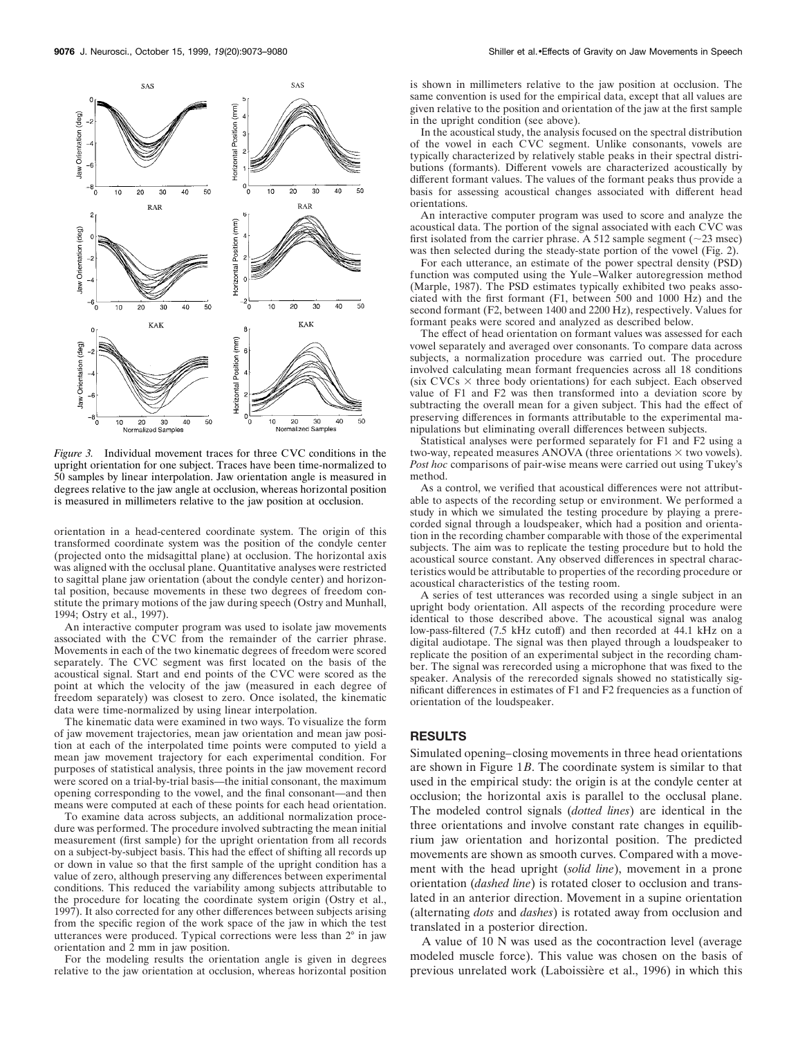SAS

Jaw Orientation (deg)

0
-2
-4
-6
-8
0 10 20 30 40 50

SAS

Horizontal Position (mm)

5
4
3
2
1
0
0 10 20 30 40 50

RAR

Jaw Orientation (deg)

2
0
-2
-4
-6
0 10 20 30 40 50

RAR

Horizontal Position (mm)

6
4
2
0
-2
0 10 20 30 40 50

KAK

Jaw Orientation (deg)

0
-2
-4
-6
-8
0 10 20 30 40 50

Normalized Samples

KAK

Horizontal Position (mm)

8
6
4
2
0
0 10 20 30 40 50

Normalized Samples

*Figure 3.* Individual movement traces for three CVC conditions in the upright orientation for one subject. Traces have been time-normalized to 50 samples by linear interpolation. Jaw orientation angle is measured in degrees relative to the jaw angle at occlusion, whereas horizontal position is measured in millimeters relative to the jaw position at occlusion.

orientation in a head-centered coordinate system. The origin of this transformed coordinate system was the position of the condyle center (projected onto the midsagittal plane) at occlusion. The horizontal axis was aligned with the occlusal plane. Quantitative analyses were restricted to sagittal plane jaw orientation (about the condyle center) and horizontal position, because movements in these two degrees of freedom constitute the primary motions of the jaw during speech (Ostry and Munhall, 1994; Ostry et al., 1997).

An interactive computer program was used to isolate jaw movements associated with the CVC from the remainder of the carrier phrase. Movements in each of the two kinematic degrees of freedom were scored separately. The CVC segment was first located on the basis of the acoustical signal. Start and end points of the CVC were scored as the point at which the velocity of the jaw (measured in each degree of freedom separately) was closest to zero. Once isolated, the kinematic data were time-normalized by using linear interpolation.

The kinematic data were examined in two ways. To visualize the form of jaw movement trajectories, mean jaw orientation and mean jaw position at each of the interpolated time points were computed to yield a mean jaw movement trajectory for each experimental condition. For purposes of statistical analysis, three points in the jaw movement record were scored on a trial-by-trial basis—the initial consonant, the maximum opening corresponding to the vowel, and the final consonant—and then means were computed at each of these points for each head orientation.

To examine data across subjects, an additional normalization procedure was performed. The procedure involved subtracting the mean initial measurement (first sample) for the upright orientation from all records on a subject-by-subject basis. This had the effect of shifting all records up or down in value so that the first sample of the upright condition has a value of zero, although preserving any differences between experimental conditions. This reduced the variability among subjects attributable to the procedure for locating the coordinate system origin (Ostry et al., 1997). It also corrected for any other differences between subjects arising from the specific region of the work space of the jaw in which the test utterances were produced. Typical corrections were less than 2° in jaw orientation and 2 mm in jaw position.

For the modeling results the orientation angle is given in degrees relative to the jaw orientation at occlusion, whereas horizontal position is shown in millimeters relative to the jaw position at occlusion. The same convention is used for the empirical data, except that all values are given relative to the position and orientation of the jaw at the first sample in the upright condition (see above).

In the acoustical study, the analysis focused on the spectral distribution of the vowel in each CVC segment. Unlike consonants, vowels are typically characterized by relatively stable peaks in their spectral distributions (formants). Different vowels are characterized acoustically by different formant values. The values of the formant peaks thus provide a basis for assessing acoustical changes associated with different head orientations.

An interactive computer program was used to score and analyze the acoustical data. The portion of the signal associated with each CVC was first isolated from the carrier phrase. A 512 sample segment (~23 msec) was then selected during the steady-state portion of the vowel (Fig. 2).

For each utterance, an estimate of the power spectral density (PSD) function was computed using the Yule–Walker autoregression method (Marple, 1987). The PSD estimates typically exhibited two peaks associated with the first formant (F1, between 500 and 1000 Hz) and the second formant (F2, between 1400 and 2200 Hz), respectively. Values for formant peaks were scored and analyzed as described below.

The effect of head orientation on formant values was assessed for each vowel separately and averaged over consonants. To compare data across subjects, a normalization procedure was carried out. The procedure involved calculating mean formant frequencies across all 18 conditions (six CVCs × three body orientations) for each subject. Each observed value of F1 and F2 was then transformed into a deviation score by subtracting the overall mean for a given subject. This had the effect of preserving differences in formants attributable to the experimental manipulations but eliminating overall differences between subjects.

Statistical analyses were performed separately for F1 and F2 using a two-way, repeated measures ANOVA (three orientations × two vowels). *Post hoc* comparisons of pair-wise means were carried out using Tukey's method.

As a control, we verified that acoustical differences were not attributable to aspects of the recording setup or environment. We performed a study in which we simulated the testing procedure by playing a prerecorded signal through a loudspeaker, which had a position and orientation in the recording chamber comparable with those of the experimental subjects. The aim was to replicate the testing procedure but to hold the acoustical source constant. Any observed differences in spectral characteristics would be attributable to properties of the recording procedure or acoustical characteristics of the testing room.

A series of test utterances was recorded using a single subject in an upright body orientation. All aspects of the recording procedure were identical to those described above. The acoustical signal was analog low-pass-filtered (7.5 kHz cutoff) and then recorded at 44.1 kHz on a digital audiotape. The signal was then played through a loudspeaker to replicate the position of an experimental subject in the recording chamber. The signal was rerecorded using a microphone that was fixed to the speaker. Analysis of the rerecorded signals showed no statistically significant differences in estimates of F1 and F2 frequencies as a function of orientation of the loudspeaker.

## RESULTS

Simulated opening–closing movements in three head orientations are shown in Figure 1*B*. The coordinate system is similar to that used in the empirical study: the origin is at the condyle center at occlusion; the horizontal axis is parallel to the occlusal plane. The modeled control signals (*dotted lines*) are identical in the three orientations and involve constant rate changes in equilibrium jaw orientation and horizontal position. The predicted movements are shown as smooth curves. Compared with a movement with the head upright (*solid line*), movement in a prone orientation (*dashed line*) is rotated closer to occlusion and translated in an anterior direction. Movement in a supine orientation (alternating *dots* and *dashes*) is rotated away from occlusion and translated in a posterior direction.

A value of 10 N was used as the cocontraction level (average modeled muscle force). This value was chosen on the basis of previous unrelated work (Laboissière et al., 1996) in which this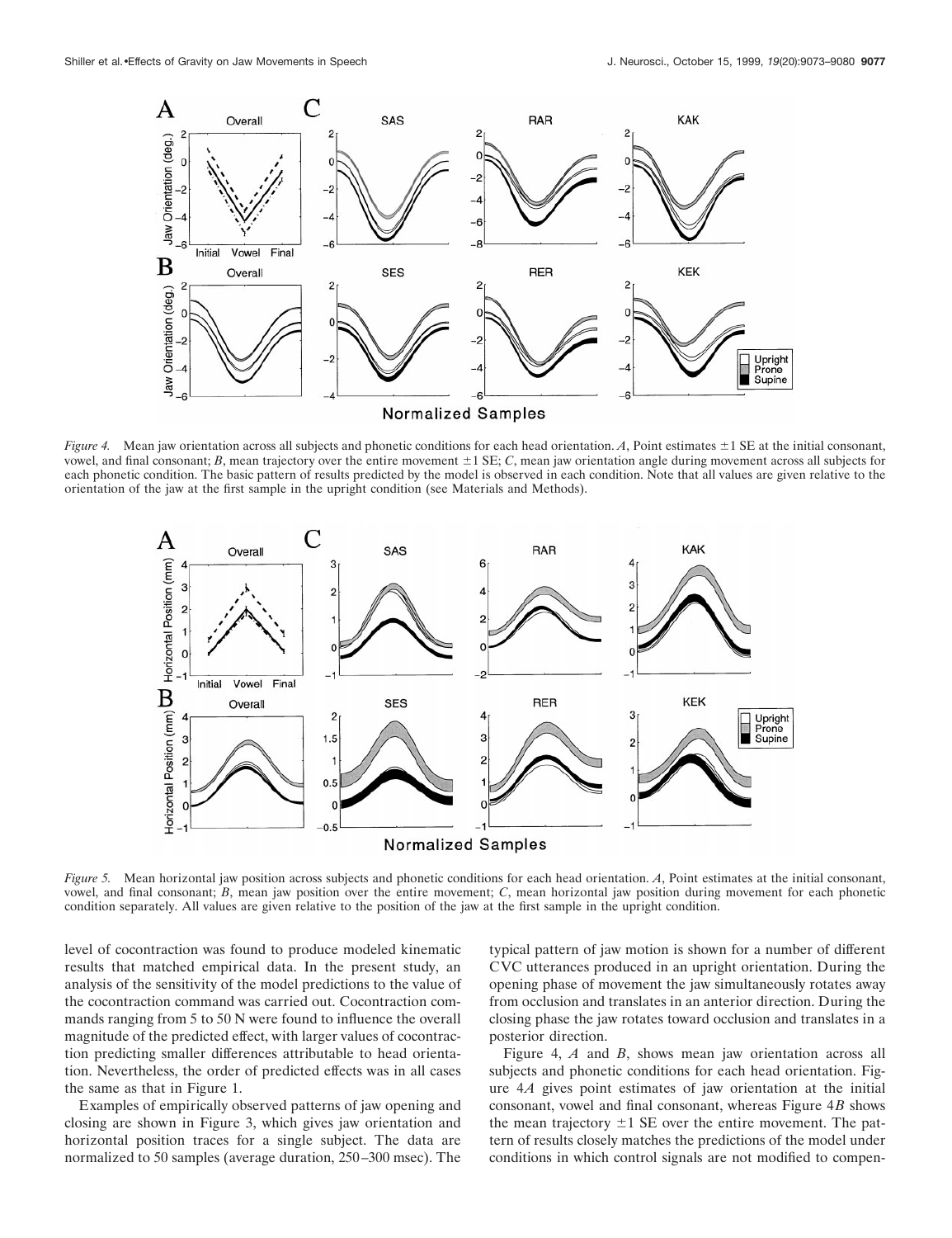*Figure 4.* Mean jaw orientation across all subjects and phonetic conditions for each head orientation. *A*, Point estimates ±1 SE at the initial consonant, vowel, and final consonant; *B*, mean trajectory over the entire movement ±1 SE; *C*, mean jaw orientation angle during movement across all subjects for each phonetic condition. The basic pattern of results predicted by the model is observed in each condition. Note that all values are given relative to the orientation of the jaw at the first sample in the upright condition (see Materials and Methods).

*Figure 5.* Mean horizontal jaw position across subjects and phonetic conditions for each head orientation. *A*, Point estimates at the initial consonant, vowel, and final consonant; *B*, mean jaw position over the entire movement; *C*, mean horizontal jaw position during movement for each phonetic condition separately. All values are given relative to the position of the jaw at the first sample in the upright condition.

level of cocontraction was found to produce modeled kinematic results that matched empirical data. In the present study, an analysis of the sensitivity of the model predictions to the value of the cocontraction command was carried out. Cocontraction commands ranging from 5 to 50 N were found to influence the overall magnitude of the predicted effect, with larger values of cocontraction predicting smaller differences attributable to head orientation. Nevertheless, the order of predicted effects was in all cases the same as that in Figure 1.

Examples of empirically observed patterns of jaw opening and closing are shown in Figure 3, which gives jaw orientation and horizontal position traces for a single subject. The data are normalized to 50 samples (average duration, 250–300 msec). The typical pattern of jaw motion is shown for a number of different CVC utterances produced in an upright orientation. During the opening phase of movement the jaw simultaneously rotates away from occlusion and translates in an anterior direction. During the closing phase the jaw rotates toward occlusion and translates in a posterior direction.

Figure 4, *A* and *B*, shows mean jaw orientation across all subjects and phonetic conditions for each head orientation. Figure 4*A* gives point estimates of jaw orientation at the initial consonant, vowel and final consonant, whereas Figure 4*B* shows the mean trajectory ±1 SE over the entire movement. The pattern of results closely matches the predictions of the model under conditions in which control signals are not modified to compen-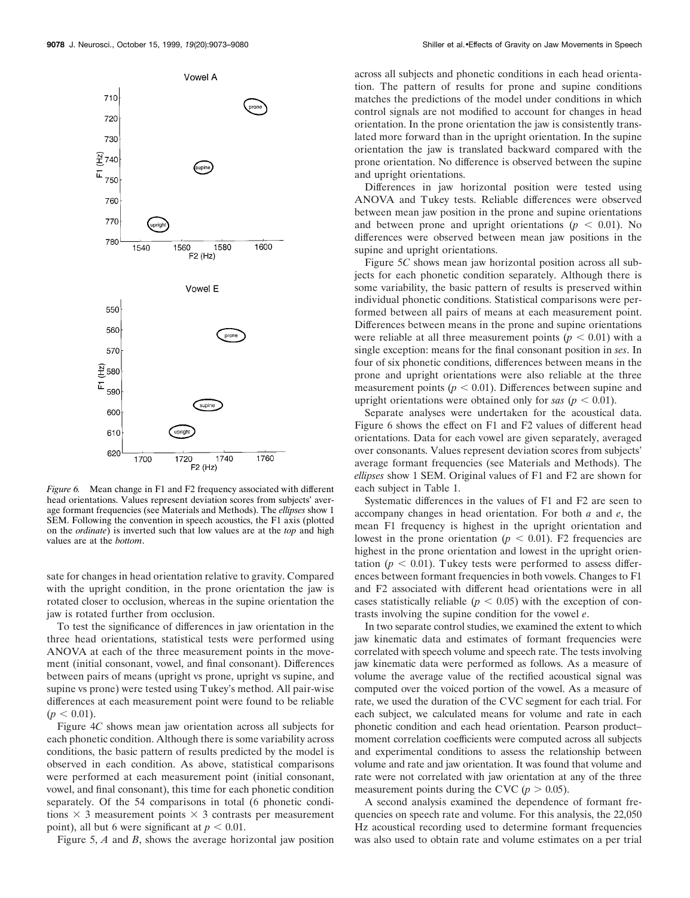*Figure 6.* Mean change in F1 and F2 frequency associated with different head orientations. Values represent deviation scores from subjects' average formant frequencies (see Materials and Methods). The *ellipses* show 1 SEM. Following the convention in speech acoustics, the F1 axis (plotted on the *ordinate*) is inverted such that low values are at the *top* and high values are at the *bottom*.

sate for changes in head orientation relative to gravity. Compared with the upright condition, in the prone orientation the jaw is rotated closer to occlusion, whereas in the supine orientation the jaw is rotated further from occlusion.

To test the significance of differences in jaw orientation in the three head orientations, statistical tests were performed using ANOVA at each of the three measurement points in the movement (initial consonant, vowel, and final consonant). Differences between pairs of means (upright vs prone, upright vs supine, and supine vs prone) were tested using Tukey's method. All pair-wise differences at each measurement point were found to be reliable ($p < 0.01$).

Figure 4*C* shows mean jaw orientation across all subjects for each phonetic condition. Although there is some variability across conditions, the basic pattern of results predicted by the model is observed in each condition. As above, statistical comparisons were performed at each measurement point (initial consonant, vowel, and final consonant), this time for each phonetic condition separately. Of the 54 comparisons in total (6 phonetic conditions × 3 measurement points × 3 contrasts per measurement point), all but 6 were significant at $p < 0.01$.

Figure 5, *A* and *B*, shows the average horizontal jaw position across all subjects and phonetic conditions in each head orientation. The pattern of results for prone and supine conditions matches the predictions of the model under conditions in which control signals are not modified to account for changes in head orientation. In the prone orientation the jaw is consistently translated more forward than in the upright orientation. In the supine orientation the jaw is translated backward compared with the prone orientation. No difference is observed between the supine and upright orientations.

Differences in jaw horizontal position were tested using ANOVA and Tukey tests. Reliable differences were observed between mean jaw position in the prone and supine orientations and between prone and upright orientations ($p < 0.01$). No differences were observed between mean jaw positions in the supine and upright orientations.

Figure 5*C* shows mean jaw horizontal position across all subjects for each phonetic condition separately. Although there is some variability, the basic pattern of results is preserved within individual phonetic conditions. Statistical comparisons were performed between all pairs of means at each measurement point. Differences between means in the prone and supine orientations were reliable at all three measurement points ($p < 0.01$) with a single exception: means for the final consonant position in *ses*. In four of six phonetic conditions, differences between means in the prone and upright orientations were also reliable at the three measurement points ($p < 0.01$). Differences between supine and upright orientations were obtained only for *sas* ($p < 0.01$).

Separate analyses were undertaken for the acoustical data. Figure 6 shows the effect on F1 and F2 values of different head orientations. Data for each vowel are given separately, averaged over consonants. Values represent deviation scores from subjects' average formant frequencies (see Materials and Methods). The *ellipses* show 1 SEM. Original values of F1 and F2 are shown for each subject in Table 1.

Systematic differences in the values of F1 and F2 are seen to accompany changes in head orientation. For both *a* and *e*, the mean F1 frequency is highest in the upright orientation and lowest in the prone orientation ($p < 0.01$). F2 frequencies are highest in the prone orientation and lowest in the upright orientation ($p < 0.01$). Tukey tests were performed to assess differences between formant frequencies in both vowels. Changes to F1 and F2 associated with different head orientations were in all cases statistically reliable ($p < 0.05$) with the exception of contrasts involving the supine condition for the vowel *e*.

In two separate control studies, we examined the extent to which jaw kinematic data and estimates of formant frequencies were correlated with speech volume and speech rate. The tests involving jaw kinematic data were performed as follows. As a measure of volume the average value of the rectified acoustical signal was computed over the voiced portion of the vowel. As a measure of rate, we used the duration of the CVC segment for each trial. For each subject, we calculated means for volume and rate in each phonetic condition and each head orientation. Pearson product–moment correlation coefficients were computed across all subjects and experimental conditions to assess the relationship between volume and rate and jaw orientation. It was found that volume and rate were not correlated with jaw orientation at any of the three measurement points during the CVC ($p > 0.05$).

A second analysis examined the dependence of formant frequencies on speech rate and volume. For this analysis, the 22,050 Hz acoustical recording used to determine formant frequencies was also used to obtain rate and volume estimates on a per trial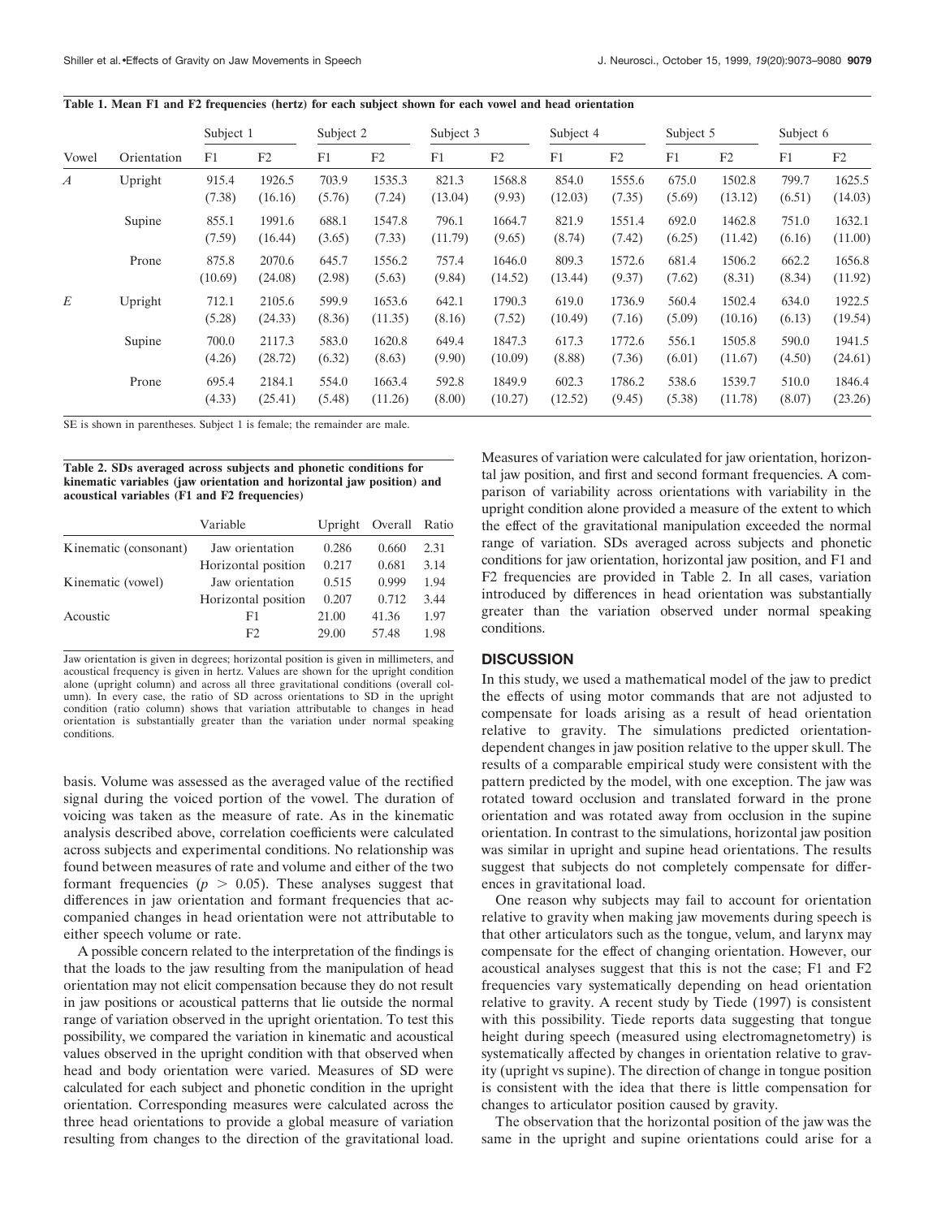**Table 1. Mean F1 and F2 frequencies (hertz) for each subject shown for each vowel and head orientation**

| Vowel | Orientation | Subject 1 | | Subject 2 | | Subject 3 | | Subject 4 | | Subject 5 | | Subject 6 | |
|---|---|---|---|---|---|---|---|---|---|---|---|---|---|
| | | F1 | F2 | F1 | F2 | F1 | F2 | F1 | F2 | F1 | F2 | F1 | F2 |
| *A* | Upright | 915.4 (7.38) | 1926.5 (16.16) | 703.9 (5.76) | 1535.3 (7.24) | 821.3 (13.04) | 1568.8 (9.93) | 854.0 (12.03) | 1555.6 (7.35) | 675.0 (5.69) | 1502.8 (13.12) | 799.7 (6.51) | 1625.5 (14.03) |
| | Supine | 855.1 (7.59) | 1991.6 (16.44) | 688.1 (3.65) | 1547.8 (7.33) | 796.1 (11.79) | 1664.7 (9.65) | 821.9 (8.74) | 1551.4 (7.42) | 692.0 (6.25) | 1462.8 (11.42) | 751.0 (6.16) | 1632.1 (11.00) |
| | Prone | 875.8 (10.69) | 2070.6 (24.08) | 645.7 (2.98) | 1556.2 (5.63) | 757.4 (9.84) | 1646.0 (14.52) | 809.3 (13.44) | 1572.6 (9.37) | 681.4 (7.62) | 1506.2 (8.31) | 662.2 (8.34) | 1656.8 (11.92) |
| *E* | Upright | 712.1 (5.28) | 2105.6 (24.33) | 599.9 (8.36) | 1653.6 (11.35) | 642.1 (8.16) | 1790.3 (7.52) | 619.0 (10.49) | 1736.9 (7.16) | 560.4 (5.09) | 1502.4 (10.16) | 634.0 (6.13) | 1922.5 (19.54) |
| | Supine | 700.0 (4.26) | 2117.3 (28.72) | 583.0 (6.32) | 1620.8 (8.63) | 649.4 (9.90) | 1847.3 (10.09) | 617.3 (8.88) | 1772.6 (7.36) | 556.1 (6.01) | 1505.8 (11.67) | 590.0 (4.50) | 1941.5 (24.61) |
| | Prone | 695.4 (4.33) | 2184.1 (25.41) | 554.0 (5.48) | 1663.4 (11.26) | 592.8 (8.00) | 1849.9 (10.27) | 602.3 (12.52) | 1786.2 (9.45) | 538.6 (5.38) | 1539.7 (11.78) | 510.0 (8.07) | 1846.4 (23.26) |

SE is shown in parentheses. Subject 1 is female; the remainder are male.

**Table 2. SDs averaged across subjects and phonetic conditions for kinematic variables (jaw orientation and horizontal jaw position) and acoustical variables (F1 and F2 frequencies)**

| | Variable | Upright | Overall | Ratio |
|---|---|---|---|---|
| Kinematic (consonant) | Jaw orientation | 0.286 | 0.660 | 2.31 |
| | Horizontal position | 0.217 | 0.681 | 3.14 |
| Kinematic (vowel) | Jaw orientation | 0.515 | 0.999 | 1.94 |
| | Horizontal position | 0.207 | 0.712 | 3.44 |
| Acoustic | F1 | 21.00 | 41.36 | 1.97 |
| | F2 | 29.00 | 57.48 | 1.98 |

Jaw orientation is given in degrees; horizontal position is given in millimeters, and acoustical frequency is given in hertz. Values are shown for the upright condition alone (upright column) and across all three gravitational conditions (overall column). In every case, the ratio of SD across orientations to SD in the upright condition (ratio column) shows that variation attributable to changes in head orientation is substantially greater than the variation under normal speaking conditions.

basis. Volume was assessed as the averaged value of the rectified signal during the voiced portion of the vowel. The duration of voicing was taken as the measure of rate. As in the kinematic analysis described above, correlation coefficients were calculated across subjects and experimental conditions. No relationship was found between measures of rate and volume and either of the two formant frequencies ($p > 0.05$). These analyses suggest that differences in jaw orientation and formant frequencies that accompanied changes in head orientation were not attributable to either speech volume or rate.

A possible concern related to the interpretation of the findings is that the loads to the jaw resulting from the manipulation of head orientation may not elicit compensation because they do not result in jaw positions or acoustical patterns that lie outside the normal range of variation observed in the upright orientation. To test this possibility, we compared the variation in kinematic and acoustical values observed in the upright condition with that observed when head and body orientation were varied. Measures of SD were calculated for each subject and phonetic condition in the upright orientation. Corresponding measures were calculated across the three head orientations to provide a global measure of variation resulting from changes to the direction of the gravitational load. Measures of variation were calculated for jaw orientation, horizontal jaw position, and first and second formant frequencies. A comparison of variability across orientations with variability in the upright condition alone provided a measure of the extent to which the effect of the gravitational manipulation exceeded the normal range of variation. SDs averaged across subjects and phonetic conditions for jaw orientation, horizontal jaw position, and F1 and F2 frequencies are provided in Table 2. In all cases, variation introduced by differences in head orientation was substantially greater than the variation observed under normal speaking conditions.

## DISCUSSION

In this study, we used a mathematical model of the jaw to predict the effects of using motor commands that are not adjusted to compensate for loads arising as a result of head orientation relative to gravity. The simulations predicted orientation-dependent changes in jaw position relative to the upper skull. The results of a comparable empirical study were consistent with the pattern predicted by the model, with one exception. The jaw was rotated toward occlusion and translated forward in the prone orientation and was rotated away from occlusion in the supine orientation. In contrast to the simulations, horizontal jaw position was similar in upright and supine head orientations. The results suggest that subjects do not completely compensate for differences in gravitational load.

One reason why subjects may fail to account for orientation relative to gravity when making jaw movements during speech is that other articulators such as the tongue, velum, and larynx may compensate for the effect of changing orientation. However, our acoustical analyses suggest that this is not the case; F1 and F2 frequencies vary systematically depending on head orientation relative to gravity. A recent study by Tiede (1997) is consistent with this possibility. Tiede reports data suggesting that tongue height during speech (measured using electromagnetometry) is systematically affected by changes in orientation relative to gravity (upright vs supine). The direction of change in tongue position is consistent with the idea that there is little compensation for changes to articulator position caused by gravity.

The observation that the horizontal position of the jaw was the same in the upright and supine orientations could arise for a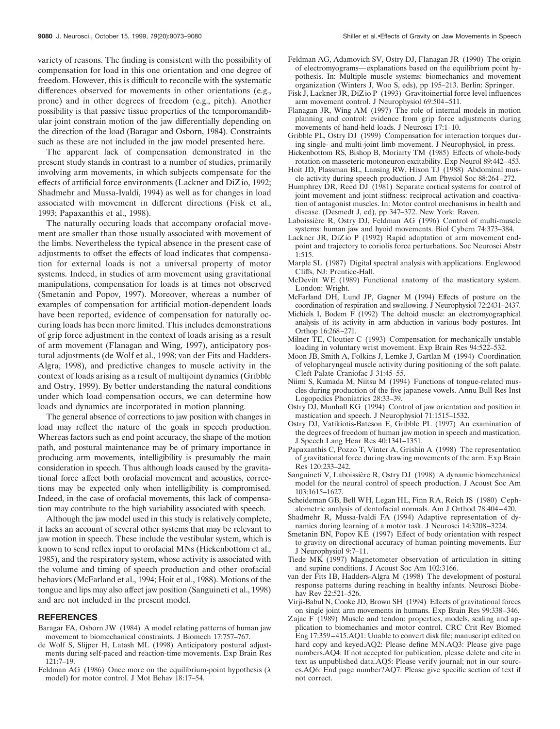variety of reasons. The finding is consistent with the possibility of compensation for load in this one orientation and one degree of freedom. However, this is difficult to reconcile with the systematic differences observed for movements in other orientations (e.g., prone) and in other degrees of freedom (e.g., pitch). Another possibility is that passive tissue properties of the temporomandibular joint constrain motion of the jaw differentially depending on the direction of the load (Baragar and Osborn, 1984). Constraints such as these are not included in the jaw model presented here.

The apparent lack of compensation demonstrated in the present study stands in contrast to a number of studies, primarily involving arm movements, in which subjects compensate for the effects of artificial force environments (Lackner and DiZio, 1992; Shadmehr and Mussa-Ivaldi, 1994) as well as for changes in load associated with movement in different directions (Fisk et al., 1993; Papaxanthis et al., 1998).

The naturally occuring loads that accompany orofacial movement are smaller than those usually associated with movement of the limbs. Nevertheless the typical absence in the present case of adjustments to offset the effects of load indicates that compensation for external loads is not a universal property of motor systems. Indeed, in studies of arm movement using gravitational manipulations, compensation for loads is at times not observed (Smetanin and Popov, 1997). Moreover, whereas a number of examples of compensation for artificial motion-dependent loads have been reported, evidence of compensation for naturally occuring loads has been more limited. This includes demonstrations of grip force adjustment in the context of loads arising as a result of arm movement (Flanagan and Wing, 1997), anticipatory postural adjustments (de Wolf et al., 1998; van der Fits and Hadders-Algra, 1998), and predictive changes to muscle activity in the context of loads arising as a result of multijoint dynamics (Gribble and Ostry, 1999). By better understanding the natural conditions under which load compensation occurs, we can determine how loads and dynamics are incorporated in motion planning.

The general absence of corrections to jaw position with changes in load may reflect the nature of the goals in speech production. Whereas factors such as end point accuracy, the shape of the motion path, and postural maintenance may be of primary importance in producing arm movements, intelligibility is presumably the main consideration in speech. Thus although loads caused by the gravitational force affect both orofacial movement and acoustics, corrections may be expected only when intelligibility is compromised. Indeed, in the case of orofacial movements, this lack of compensation may contribute to the high variability associated with speech.

Although the jaw model used in this study is relatively complete, it lacks an account of several other systems that may be relevant to jaw motion in speech. These include the vestibular system, which is known to send reflex input to orofacial MNs (Hickenbottom et al., 1985), and the respiratory system, whose activity is associated with the volume and timing of speech production and other orofacial behaviors (McFarland et al., 1994; Hoit et al., 1988). Motions of the tongue and lips may also affect jaw position (Sanguineti et al., 1998) and are not included in the present model.

## REFERENCES

Baragar FA, Osborn JW (1984) A model relating patterns of human jaw movement to biomechanical constraints. J Biomech 17:757–767.

de Wolf S, Slijper H, Latash ML (1998) Anticipatory postural adjustments during self-paced and reaction-time movements. Exp Brain Res 121:7–19.

Feldman AG (1986) Once more on the equilibrium-point hypothesis ($\lambda$ model) for motor control. J Mot Behav 18:17–54.

Feldman AG, Adamovich SV, Ostry DJ, Flanagan JR (1990) The origin of electromyograms—explanations based on the equilibrium point hypothesis. In: Multiple muscle systems: biomechanics and movement organization (Winters J, Woo S, eds), pp 195–213. Berlin: Springer.

Fisk J, Lackner JR, DiZio P (1993) Gravitoinertial force level influences arm movement control. J Neurophysiol 69:504–511.

Flanagan JR, Wing AM (1997) The role of internal models in motion planning and control: evidence from grip force adjustments during movements of hand-held loads. J Neurosci 17:1–10.

Gribble PL, Ostry DJ (1999) Compensation for interaction torques during single- and multi-joint limb movement. J Neurophysiol, in press.

Hickenbottom RS, Bishop B, Moriarty TM (1985) Effects of whole-body rotation on masseteric motoneuron excitability. Exp Neurol 89:442–453.

Hoit JD, Plassman BL, Lansing RW, Hixon TJ (1988) Abdominal muscle activity during speech production. J Am Physiol Soc 88:264–272.

Humphrey DR, Reed DJ (1981) Separate cortical systems for control of joint movement and joint stiffness: reciprocal activation and coactivation of antagonist muscles. In: Motor control mechanisms in health and disease. (Desmedt J, ed), pp 347–372. New York: Raven.

Laboissière R, Ostry DJ, Feldman AG (1996) Control of multi-muscle systems: human jaw and hyoid movements. Biol Cybern 74:373–384.

Lackner JR, DiZio P (1992) Rapid adaptation of arm movement endpoint and trajectory to coriolis force perturbations. Soc Neurosci Abstr 1:515.

Marple SL (1987) Digital spectral analysis with applications. Englewood Cliffs, NJ: Prentice-Hall.

McDevitt WE (1989) Functional anatomy of the masticatory system. London: Wright.

McFarland DH, Lund JP, Gagner M (1994) Effects of posture on the coordination of respiration and swallowing. J Neurophysiol 72:2431–2437.

Michiels I, Bodem F (1992) The deltoid muscle: an electromyographical analysis of its activity in arm abduction in various body postures. Int Orthop 16:268–271.

Milner TE, Cloutier C (1993) Compensation for mechanically unstable loading in voluntary wrist movement. Exp Brain Res 94:522–532.

Moon JB, Smith A, Folkins J, Lemke J, Gartlan M (1994) Coordination of velopharyngeal muscle activity during positioning of the soft palate. Cleft Palate Craniofac J 31:45–55.

Niimi S, Kumada M, Niitsu M (1994) Functions of tongue-related muscles during production of the five japanese vowels. Annu Bull Res Inst Logopedics Phoniatrics 28:33–39.

Ostry DJ, Munhall KG (1994) Control of jaw orientation and position in mastication and speech. J Neurophysiol 71:1515–1532.

Ostry DJ, Vatikiotis-Bateson E, Gribble PL (1997) An examination of the degrees of freedom of human jaw motion in speech and mastication. J Speech Lang Hear Res 40:1341–1351.

Papaxanthis C, Pozzo T, Vinter A, Grishin A (1998) The representation of gravitational force during drawing movements of the arm. Exp Brain Res 120:233–242.

Sanguineti V, Laboissière R, Ostry DJ (1998) A dynamic biomechanical model for the neural control of speech production. J Acoust Soc Am 103:1615–1627.

Scheideman GB, Bell WH, Legan HL, Finn RA, Reich JS (1980) Cephalometric analysis of dentofacial normals. Am J Orthod 78:404–420.

Shadmehr R, Mussa-Ivaldi FA (1994) Adaptive representation of dynamics during learning of a motor task. J Neurosci 14:3208–3224.

Smetanin BN, Popov KE (1997) Effect of body orientation with respect to gravity on directional accuracy of human pointing movements. Eur J Neurophysiol 9:7–11.

Tiede MK (1997) Magnetometer observation of articulation in sitting and supine conditions. J Acoust Soc Am 102:3166.

van der Fits IB, Hadders-Algra M (1998) The development of postural response patterns during reaching in healthy infants. Neurosci Biobehav Rev 22:521–526.

Virji-Babul N, Cooke JD, Brown SH (1994) Effects of gravitational forces on single joint arm movements in humans. Exp Brain Res 99:338–346.

Zajac F (1989) Muscle and tendon: properties, models, scaling and application to biomechanics and motor control. CRC Crit Rev Biomed Eng 17:359–415.AQ1: Unable to convert disk file; manuscript edited on hard copy and keyed.AQ2: Please define MN.AQ3: Please give page numbers.AQ4: If not accepted for publication, please delete and cite in text as unpublished data.AQ5: Please verify journal; not in our sources.AQ6: End page number?AQ7: Please give specific section of text if not correct.